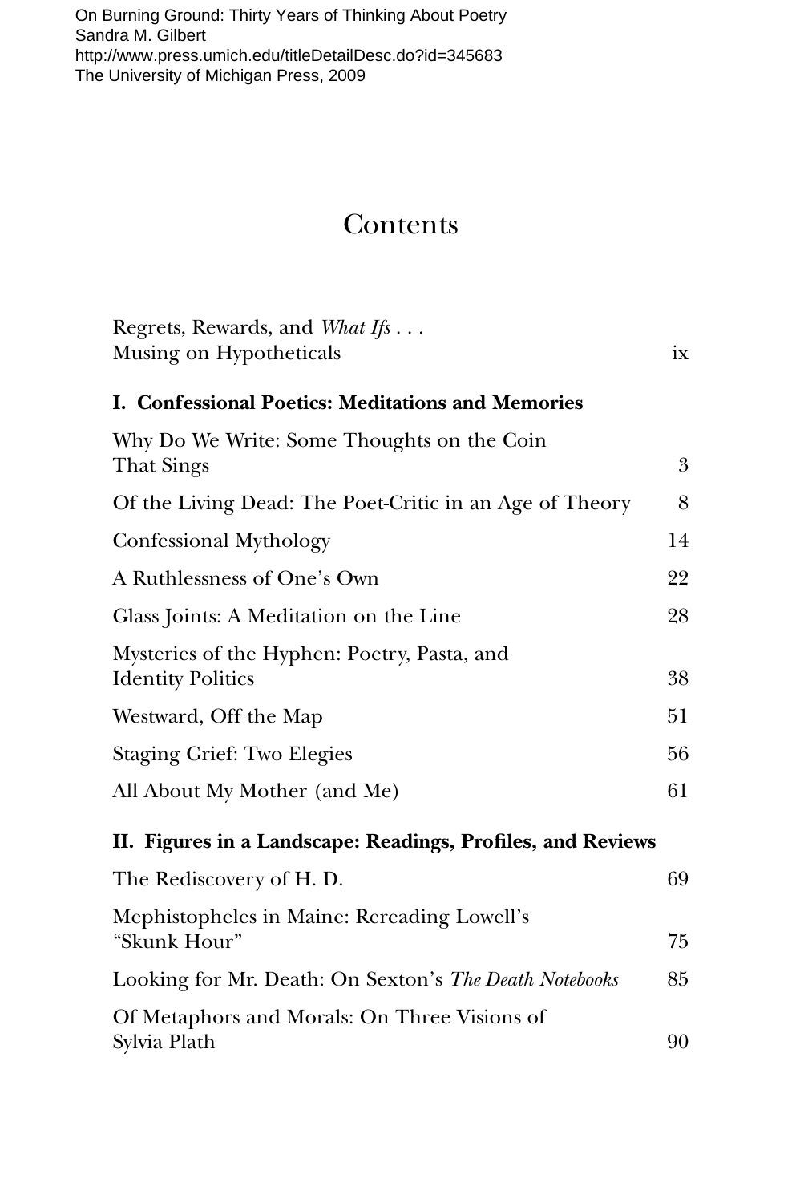On Burning Ground: Thirty Years of Thinking About Poetry
Sandra M. Gilbert
http://www.press.umich.edu/titleDetailDesc.do?id=345683
The University of Michigan Press, 2009

# Contents

Regrets, Rewards, and *What Ifs* . . . Musing on Hypotheticals — ix

**I. Confessional Poetics: Meditations and Memories**

Why Do We Write: Some Thoughts on the Coin That Sings — 3

Of the Living Dead: The Poet-Critic in an Age of Theory — 8

Confessional Mythology — 14

A Ruthlessness of One's Own — 22

Glass Joints: A Meditation on the Line — 28

Mysteries of the Hyphen: Poetry, Pasta, and Identity Politics — 38

Westward, Off the Map — 51

Staging Grief: Two Elegies — 56

All About My Mother (and Me) — 61

**II. Figures in a Landscape: Readings, Profiles, and Reviews**

The Rediscovery of H. D. — 69

Mephistopheles in Maine: Rereading Lowell's "Skunk Hour" — 75

Looking for Mr. Death: On Sexton's *The Death Notebooks* — 85

Of Metaphors and Morals: On Three Visions of Sylvia Plath — 90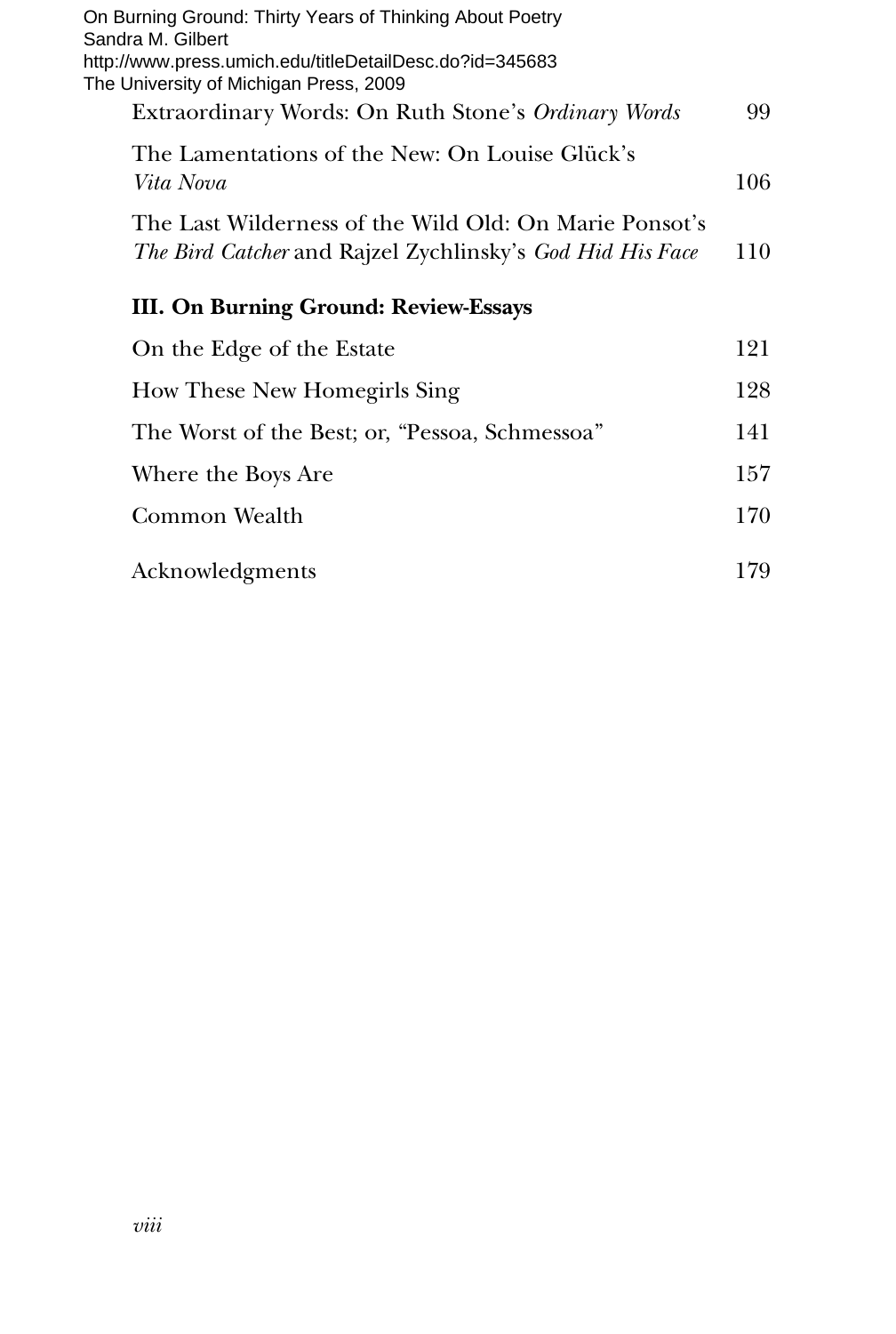Extraordinary Words: On Ruth Stone's *Ordinary Words* 99

The Lamentations of the New: On Louise Glück's *Vita Nova* 106

The Last Wilderness of the Wild Old: On Marie Ponsot's *The Bird Catcher* and Rajzel Zychlinsky's *God Hid His Face* 110

**III. On Burning Ground: Review-Essays**

On the Edge of the Estate 121

How These New Homegirls Sing 128

The Worst of the Best; or, "Pessoa, Schmessoa" 141

Where the Boys Are 157

Common Wealth 170

Acknowledgments 179